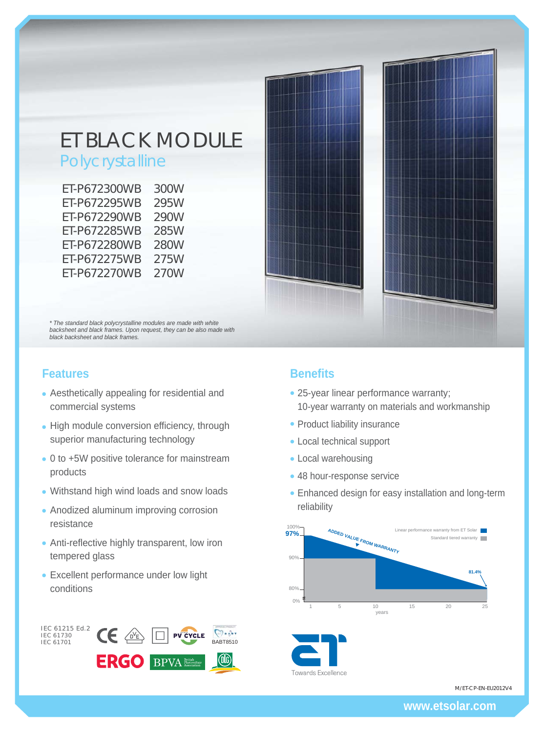# ET BLACK MODULE

## Polycrystalline

| | |
|---|---|
| ET-P672300WB | 300W |
| ET-P672295WB | 295W |
| ET-P672290WB | 290W |
| ET-P672285WB | 285W |
| ET-P672280WB | 280W |
| ET-P672275WB | 275W |
| ET-P672270WB | 270W |

*\* The standard black polycrystalline modules are made with white backsheet and black frames. Upon request, they can be also made with black backsheet and black frames.*

## Features

- Aesthetically appealing for residential and commercial systems
- High module conversion efficiency, through superior manufacturing technology
- 0 to +5W positive tolerance for mainstream products
- Withstand high wind loads and snow loads
- Anodized aluminum improving corrosion resistance
- Anti-reflective highly transparent, low iron tempered glass
- Excellent performance under low light conditions

IEC 61215 Ed.2
IEC 61730
IEC 61701

BABT8510

## Benefits

- 25-year linear performance warranty; 10-year warranty on materials and workmanship
- Product liability insurance
- Local technical support
- Local warehousing
- 48 hour-response service
- Enhanced design for easy installation and long-term reliability

ADDED VALUE FROM WARRANTY

Linear performance warranty from ET Solar
Standard tiered warranty

100% 97% 90% 80% 0% 81.4%

1 5 10 15 20 25
years

Towards Excellence

M/ET-CP-EN-EU2012V4

www.etsolar.com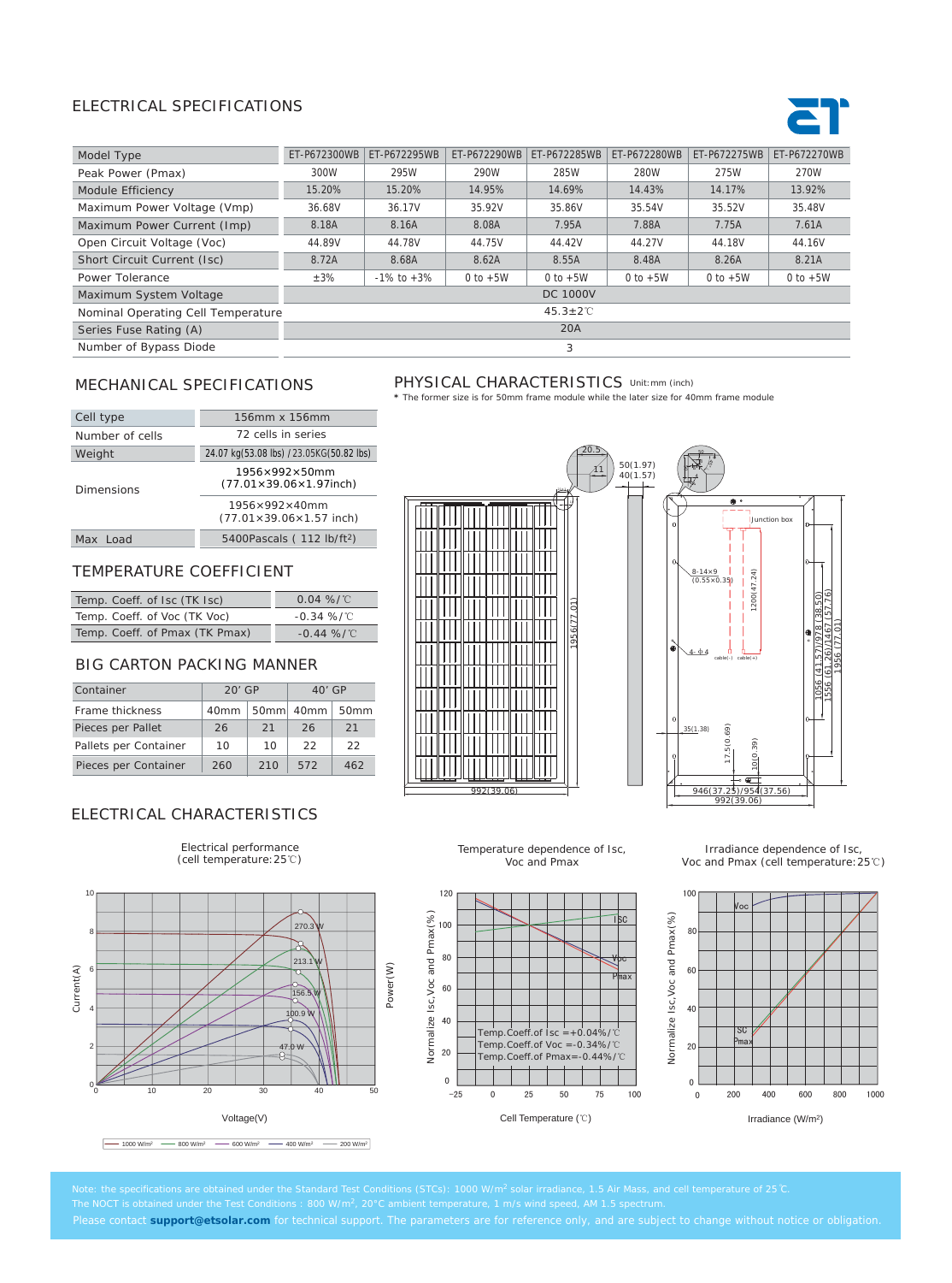## ELECTRICAL SPECIFICATIONS

| Model Type | ET-P672300WB | ET-P672295WB | ET-P672290WB | ET-P672285WB | ET-P672280WB | ET-P672275WB | ET-P672270WB |
|---|---|---|---|---|---|---|---|
| Peak Power (Pmax) | 300W | 295W | 290W | 285W | 280W | 275W | 270W |
| Module Efficiency | 15.20% | 15.20% | 14.95% | 14.69% | 14.43% | 14.17% | 13.92% |
| Maximum Power Voltage (Vmp) | 36.68V | 36.17V | 35.92V | 35.86V | 35.54V | 35.52V | 35.48V |
| Maximum Power Current (Imp) | 8.18A | 8.16A | 8.08A | 7.95A | 7.88A | 7.75A | 7.61A |
| Open Circuit Voltage (Voc) | 44.89V | 44.78V | 44.75V | 44.42V | 44.27V | 44.18V | 44.16V |
| Short Circuit Current (Isc) | 8.72A | 8.68A | 8.62A | 8.55A | 8.48A | 8.26A | 8.21A |
| Power Tolerance | ±3% | -1% to +3% | 0 to +5W | 0 to +5W | 0 to +5W | 0 to +5W | 0 to +5W |
| Maximum System Voltage | DC 1000V | | | | | | |
| Nominal Operating Cell Temperature | 45.3±2℃ | | | | | | |
| Series Fuse Rating (A) | 20A | | | | | | |
| Number of Bypass Diode | 3 | | | | | | |

## MECHANICAL SPECIFICATIONS

| | |
|---|---|
| Cell type | 156mm x 156mm |
| Number of cells | 72 cells in series |
| Weight | 24.07 kg(53.08 lbs) / 23.05KG(50.82 lbs) |
| Dimensions | 1956×992×50mm (77.01×39.06×1.97inch) |
| | 1956×992×40mm (77.01×39.06×1.57 inch) |
| Max Load | 5400Pascals ( 112 lb/ft²) |

## PHYSICAL CHARACTERISTICS

Unit:mm (inch)

* The former size is for 50mm frame module while the later size for 40mm frame module

20.5
11
50(1.97)
40(1.57)
1956(77.01)
992(39.06)
Junction box
8-14×9 (0.55×0.35)
1200(47.24)
4- ϕ4
cable(-) cable(+)
1056 (41.57)/978 (38.50)
1556 (61.26)/1467 (57.76)
1956 (77.01)
35(1.38)
17.5(0.69)
10(0.39)
946(37.25)/954(37.56)
992(39.06)

## TEMPERATURE COEFFICIENT

| | |
|---|---|
| Temp. Coeff. of Isc (TK Isc) | 0.04 %/℃ |
| Temp. Coeff. of Voc (TK Voc) | -0.34 %/℃ |
| Temp. Coeff. of Pmax (TK Pmax) | -0.44 %/℃ |

## BIG CARTON PACKING MANNER

| Container | 20' GP | | 40' GP | |
|---|---|---|---|---|
| Frame thickness | 40mm | 50mm | 40mm | 50mm |
| Pieces per Pallet | 26 | 21 | 26 | 21 |
| Pallets per Container | 10 | 10 | 22 | 22 |
| Pieces per Container | 260 | 210 | 572 | 462 |

## ELECTRICAL CHARACTERISTICS

Electrical performance (cell temperature:25℃)

270.3 W
213.1 W
156.5 W
100.9 W
47.0 W
Current(A)
Power(W)
Voltage(V)
1000 W/m² 800 W/m² 600 W/m² 400 W/m² 200 W/m²

Temperature dependence of Isc, Voc and Pmax

Isc
Voc
Pmax
Temp.Coeff.of Isc =+0.04%/℃
Temp.Coeff.of Voc =-0.34%/℃
Temp.Coeff.of Pmax=-0.44%/℃
Normalize Isc,Voc and Pmax(%)
Cell Temperature (℃)

Irradiance dependence of Isc, Voc and Pmax (cell temperature:25℃)

Voc
Isc
Pmax
Normalize Isc,Voc and Pmax(%)
Irradiance (W/m²)

Note: the specifications are obtained under the Standard Test Conditions (STCs): 1000 W/m² solar irradiance, 1.5 Air Mass, and cell temperature of 25℃.
The NOCT is obtained under the Test Conditions : 800 W/m², 20°C ambient temperature, 1 m/s wind speed, AM 1.5 spectrum.
Please contact **support@etsolar.com** for technical support. The parameters are for reference only, and are subject to change without notice or obligation.